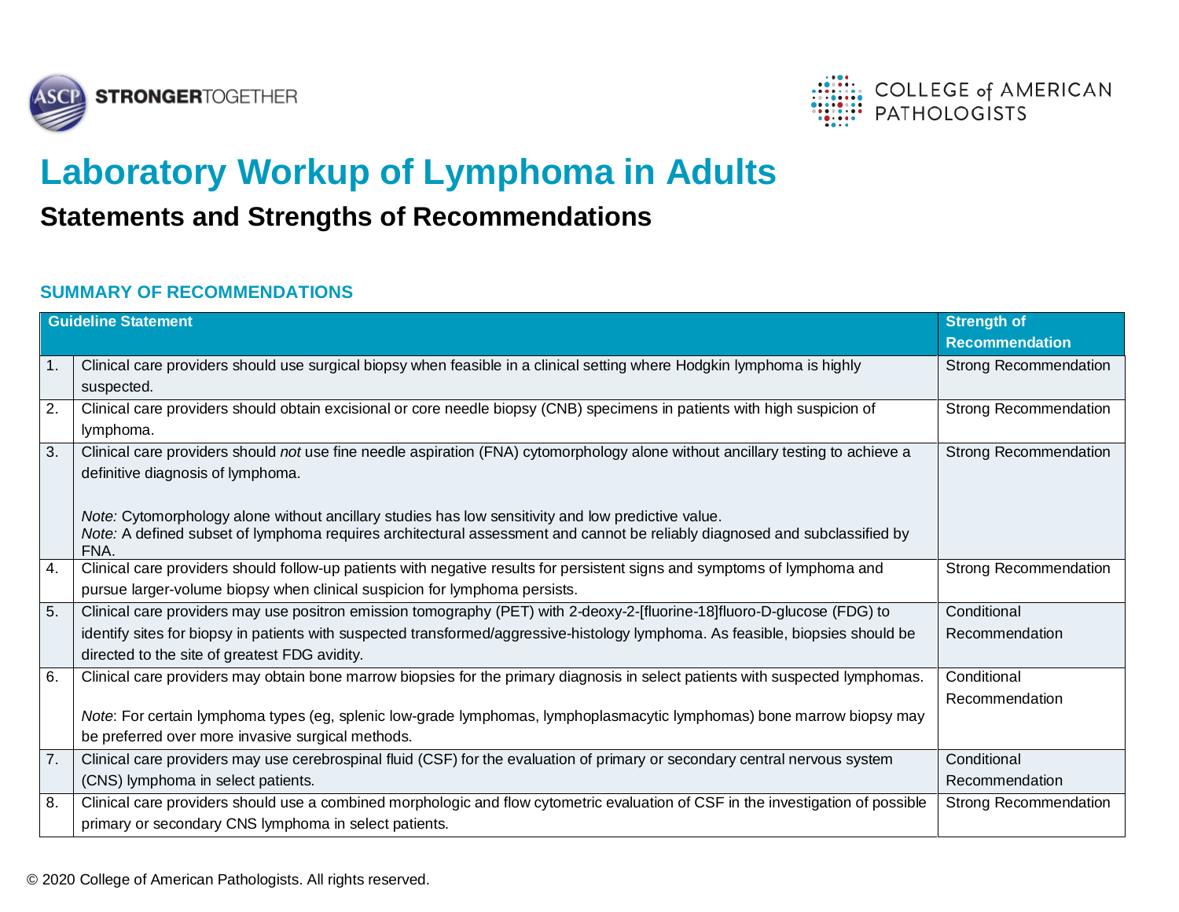# Laboratory Workup of Lymphoma in Adults

## Statements and Strengths of Recommendations

### SUMMARY OF RECOMMENDATIONS

| | Guideline Statement | Strength of Recommendation |
|---|---|---|
| 1. | Clinical care providers should use surgical biopsy when feasible in a clinical setting where Hodgkin lymphoma is highly suspected. | Strong Recommendation |
| 2. | Clinical care providers should obtain excisional or core needle biopsy (CNB) specimens in patients with high suspicion of lymphoma. | Strong Recommendation |
| 3. | Clinical care providers should *not* use fine needle aspiration (FNA) cytomorphology alone without ancillary testing to achieve a definitive diagnosis of lymphoma.<br><br>*Note:* Cytomorphology alone without ancillary studies has low sensitivity and low predictive value.<br>*Note:* A defined subset of lymphoma requires architectural assessment and cannot be reliably diagnosed and subclassified by FNA. | Strong Recommendation |
| 4. | Clinical care providers should follow-up patients with negative results for persistent signs and symptoms of lymphoma and pursue larger-volume biopsy when clinical suspicion for lymphoma persists. | Strong Recommendation |
| 5. | Clinical care providers may use positron emission tomography (PET) with 2-deoxy-2-[fluorine-18]fluoro-D-glucose (FDG) to identify sites for biopsy in patients with suspected transformed/aggressive-histology lymphoma. As feasible, biopsies should be directed to the site of greatest FDG avidity. | Conditional Recommendation |
| 6. | Clinical care providers may obtain bone marrow biopsies for the primary diagnosis in select patients with suspected lymphomas.<br><br>*Note*: For certain lymphoma types (eg, splenic low-grade lymphomas, lymphoplasmacytic lymphomas) bone marrow biopsy may be preferred over more invasive surgical methods. | Conditional Recommendation |
| 7. | Clinical care providers may use cerebrospinal fluid (CSF) for the evaluation of primary or secondary central nervous system (CNS) lymphoma in select patients. | Conditional Recommendation |
| 8. | Clinical care providers should use a combined morphologic and flow cytometric evaluation of CSF in the investigation of possible primary or secondary CNS lymphoma in select patients. | Strong Recommendation |

© 2020 College of American Pathologists. All rights reserved.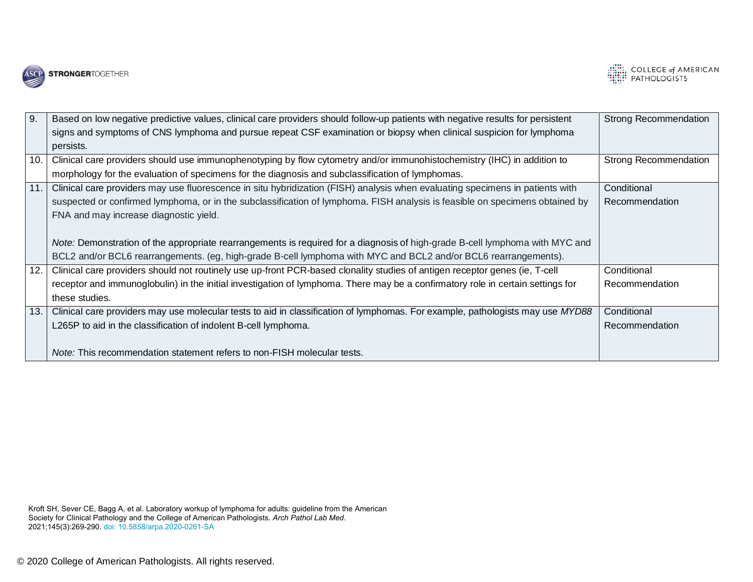| | | |
|---|---|---|
| 9. | Based on low negative predictive values, clinical care providers should follow-up patients with negative results for persistent signs and symptoms of CNS lymphoma and pursue repeat CSF examination or biopsy when clinical suspicion for lymphoma persists. | Strong Recommendation |
| 10. | Clinical care providers should use immunophenotyping by flow cytometry and/or immunohistochemistry (IHC) in addition to morphology for the evaluation of specimens for the diagnosis and subclassification of lymphomas. | Strong Recommendation |
| 11. | Clinical care providers may use fluorescence in situ hybridization (FISH) analysis when evaluating specimens in patients with suspected or confirmed lymphoma, or in the subclassification of lymphoma. FISH analysis is feasible on specimens obtained by FNA and may increase diagnostic yield.<br><br>*Note:* Demonstration of the appropriate rearrangements is required for a diagnosis of high-grade B-cell lymphoma with MYC and BCL2 and/or BCL6 rearrangements. (eg, high-grade B-cell lymphoma with MYC and BCL2 and/or BCL6 rearrangements). | Conditional Recommendation |
| 12. | Clinical care providers should not routinely use up-front PCR-based clonality studies of antigen receptor genes (ie, T-cell receptor and immunoglobulin) in the initial investigation of lymphoma. There may be a confirmatory role in certain settings for these studies. | Conditional Recommendation |
| 13. | Clinical care providers may use molecular tests to aid in classification of lymphomas. For example, pathologists may use *MYD88* L265P to aid in the classification of indolent B-cell lymphoma.<br><br>*Note:* This recommendation statement refers to non-FISH molecular tests. | Conditional Recommendation |

Kroft SH, Sever CE, Bagg A, et al. Laboratory workup of lymphoma for adults: guideline from the American Society for Clinical Pathology and the College of American Pathologists. *Arch Pathol Lab Med.* 2021;145(3):269-290. doi: 10.5858/arpa.2020-0261-SA

© 2020 College of American Pathologists. All rights reserved.